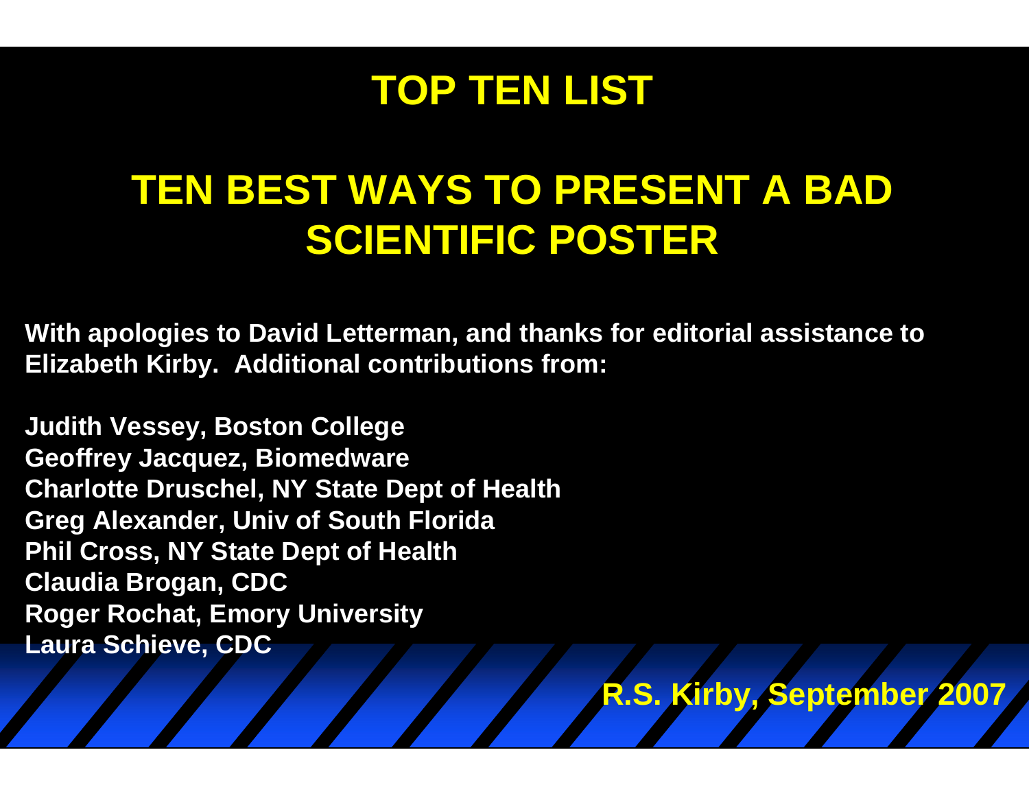# TOP TEN LIST

## TEN BEST WAYS TO PRESENT A BAD SCIENTIFIC POSTER

**With apologies to David Letterman, and thanks for editorial assistance to Elizabeth Kirby. Additional contributions from:**

**Judith Vessey, Boston College**
**Geoffrey Jacquez, Biomedware**
**Charlotte Druschel, NY State Dept of Health**
**Greg Alexander, Univ of South Florida**
**Phil Cross, NY State Dept of Health**
**Claudia Brogan, CDC**
**Roger Rochat, Emory University**
**Laura Schieve, CDC**

**R.S. Kirby, September 2007**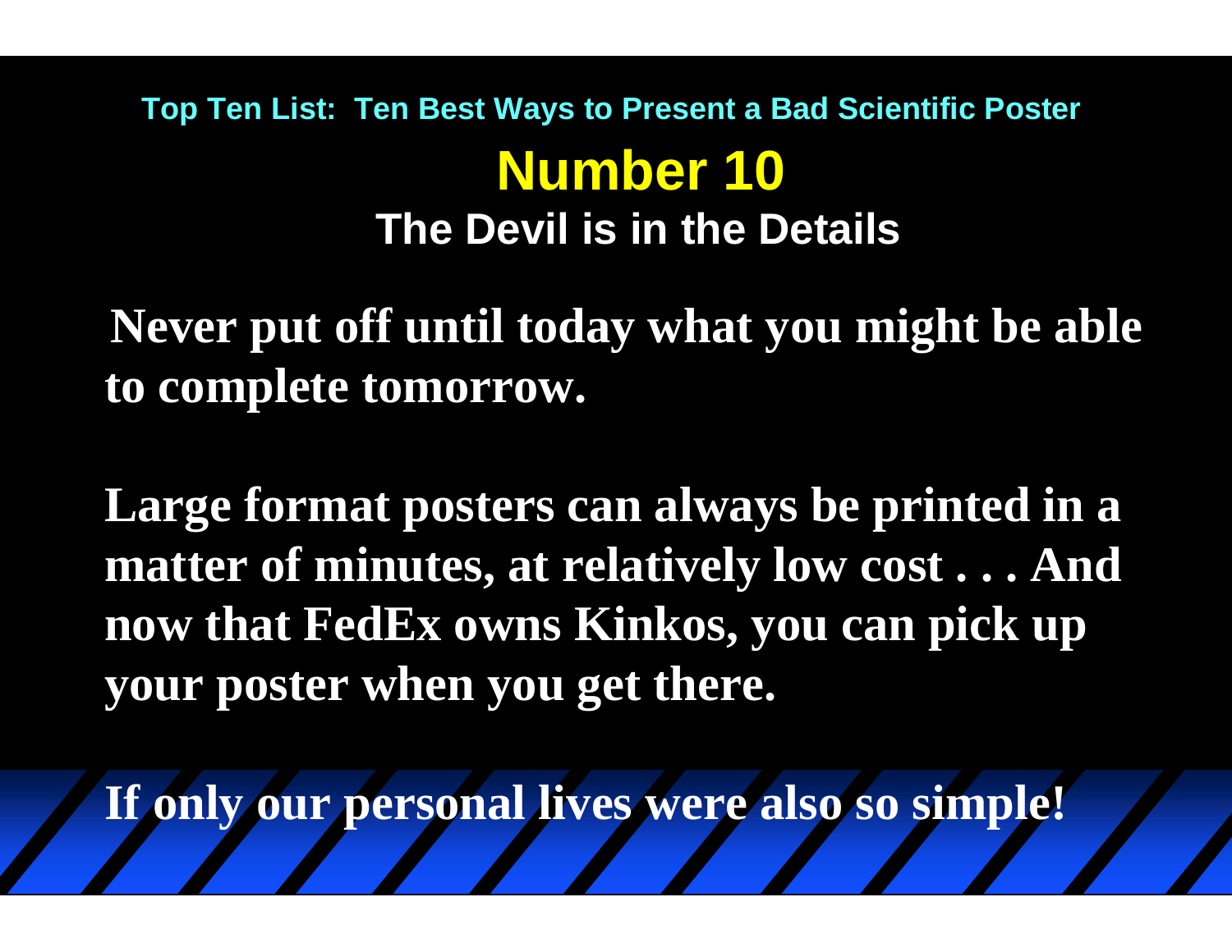Top Ten List: Ten Best Ways to Present a Bad Scientific Poster

# Number 10

## The Devil is in the Details

**Never put off until today what you might be able to complete tomorrow.**

**Large format posters can always be printed in a matter of minutes, at relatively low cost . . . And now that FedEx owns Kinkos, you can pick up your poster when you get there.**

**If only our personal lives were also so simple!**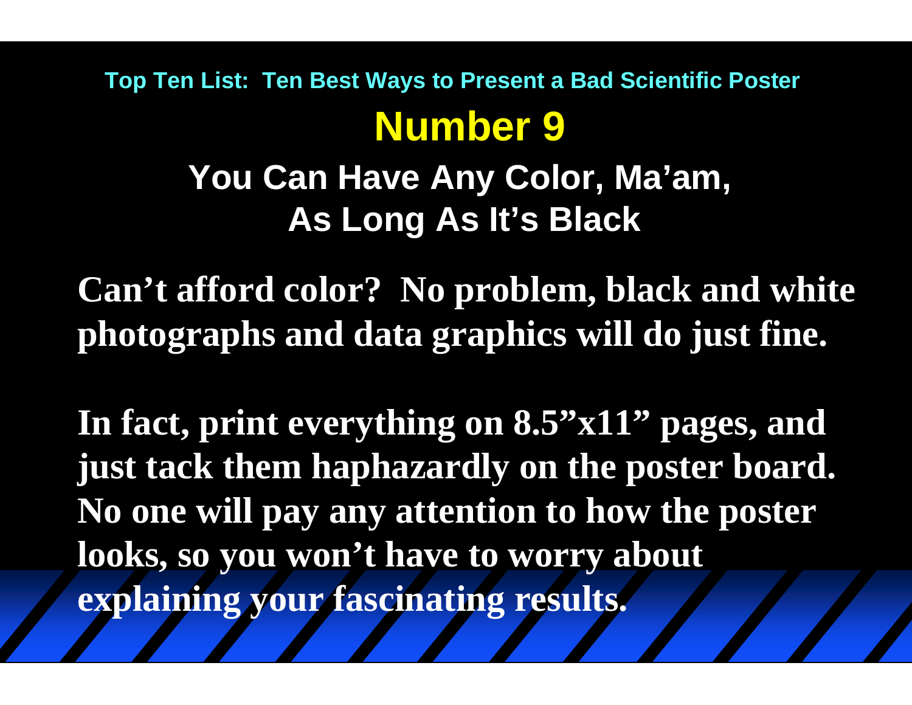Top Ten List: Ten Best Ways to Present a Bad Scientific Poster

# Number 9

## You Can Have Any Color, Ma'am, As Long As It's Black

**Can't afford color? No problem, black and white photographs and data graphics will do just fine.**

**In fact, print everything on 8.5"x11" pages, and just tack them haphazardly on the poster board. No one will pay any attention to how the poster looks, so you won't have to worry about explaining your fascinating results.**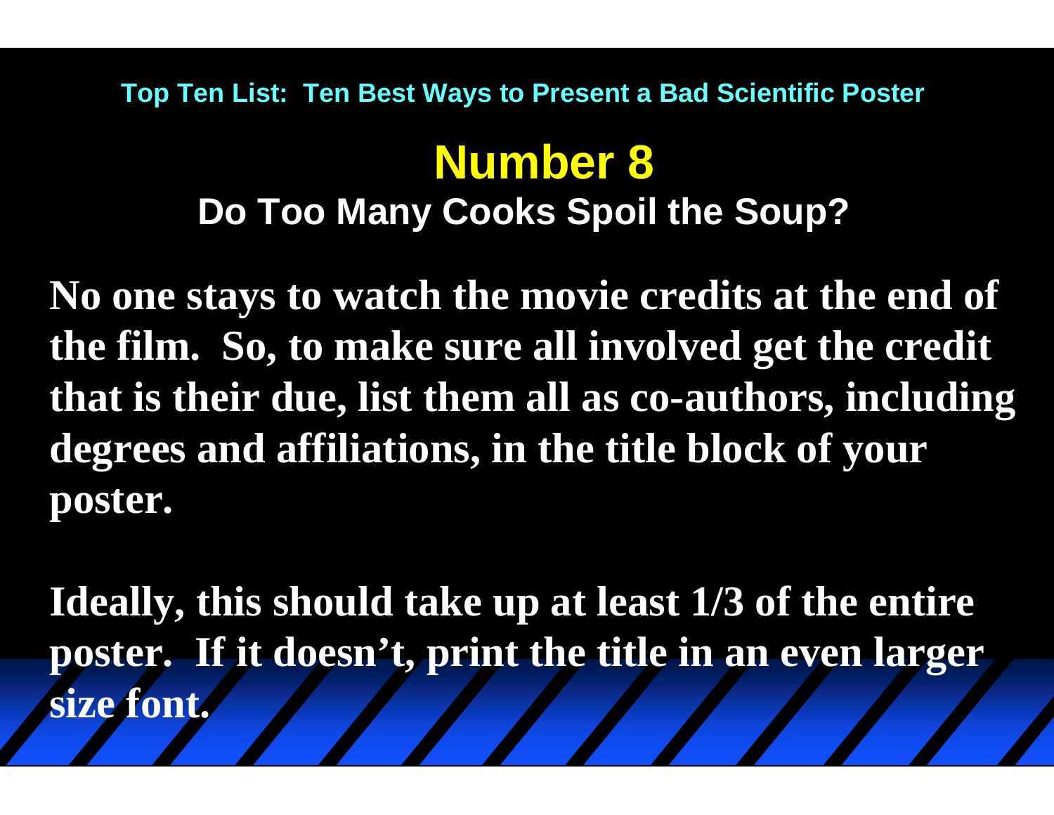Top Ten List: Ten Best Ways to Present a Bad Scientific Poster

# Number 8

## Do Too Many Cooks Spoil the Soup?

**No one stays to watch the movie credits at the end of the film. So, to make sure all involved get the credit that is their due, list them all as co-authors, including degrees and affiliations, in the title block of your poster.**

**Ideally, this should take up at least 1/3 of the entire poster. If it doesn't, print the title in an even larger size font.**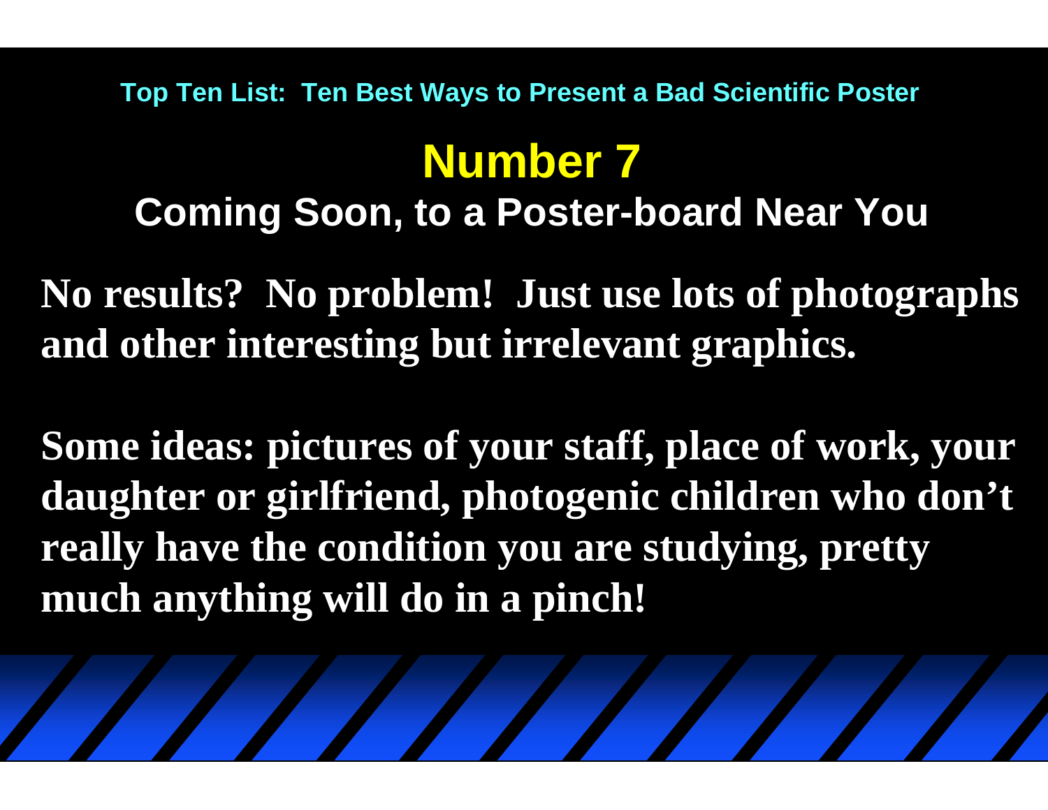Top Ten List: Ten Best Ways to Present a Bad Scientific Poster

# Number 7

## Coming Soon, to a Poster-board Near You

**No results? No problem! Just use lots of photographs and other interesting but irrelevant graphics.**

**Some ideas: pictures of your staff, place of work, your daughter or girlfriend, photogenic children who don’t really have the condition you are studying, pretty much anything will do in a pinch!**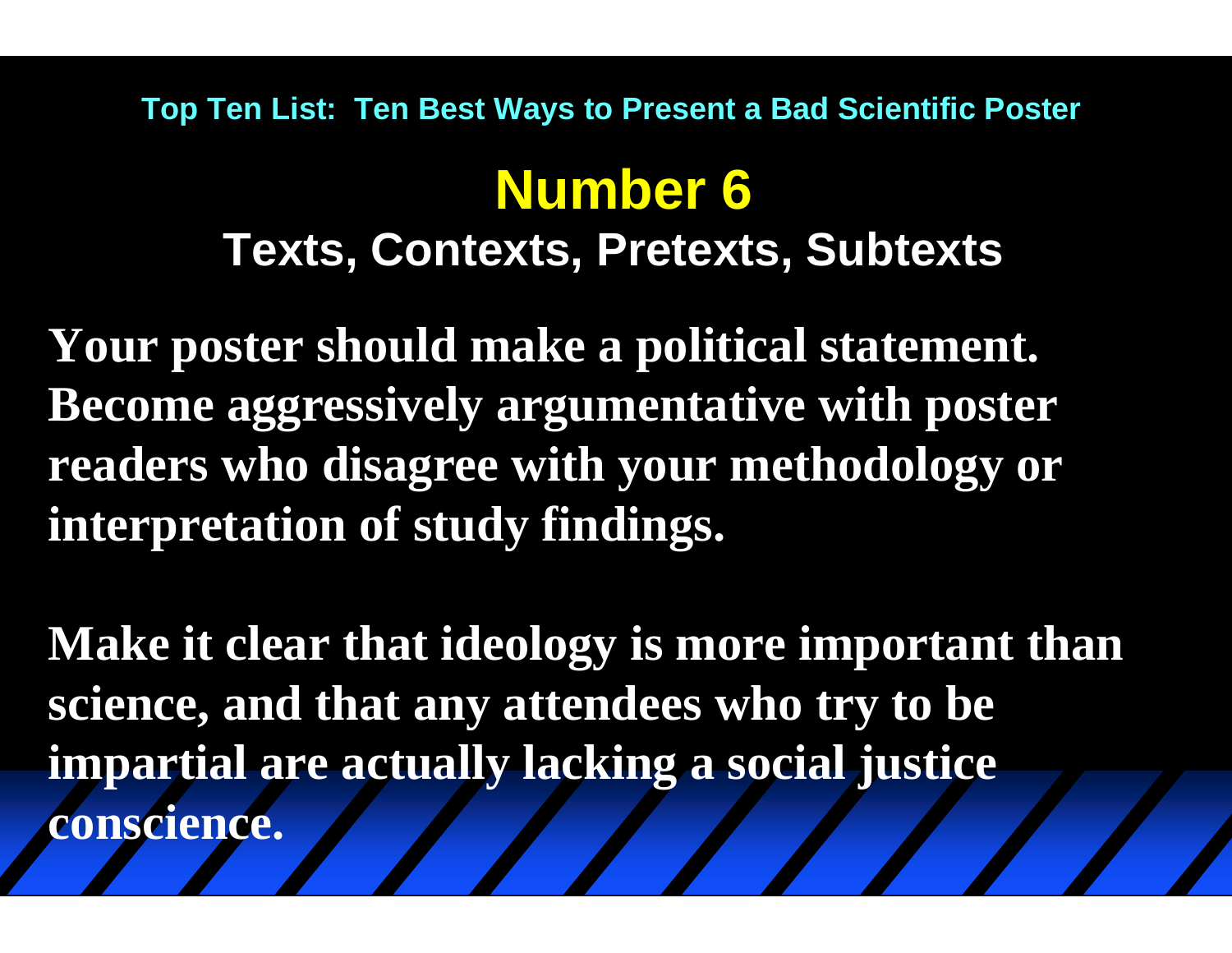Top Ten List: Ten Best Ways to Present a Bad Scientific Poster

# Number 6

## Texts, Contexts, Pretexts, Subtexts

**Your poster should make a political statement. Become aggressively argumentative with poster readers who disagree with your methodology or interpretation of study findings.**

**Make it clear that ideology is more important than science, and that any attendees who try to be impartial are actually lacking a social justice conscience.**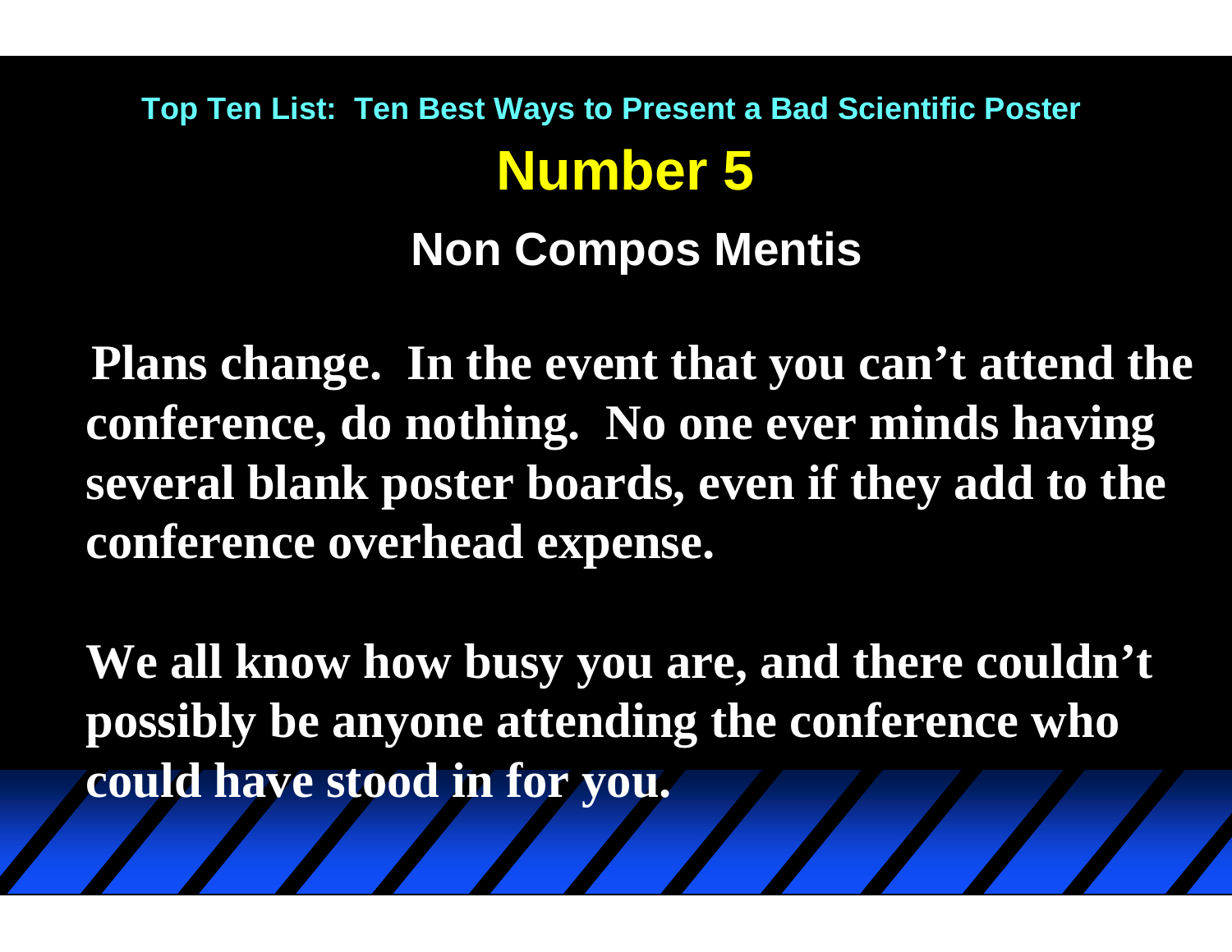### Top Ten List: Ten Best Ways to Present a Bad Scientific Poster

# Number 5

## Non Compos Mentis

**Plans change. In the event that you can't attend the conference, do nothing. No one ever minds having several blank poster boards, even if they add to the conference overhead expense.**

**We all know how busy you are, and there couldn't possibly be anyone attending the conference who could have stood in for you.**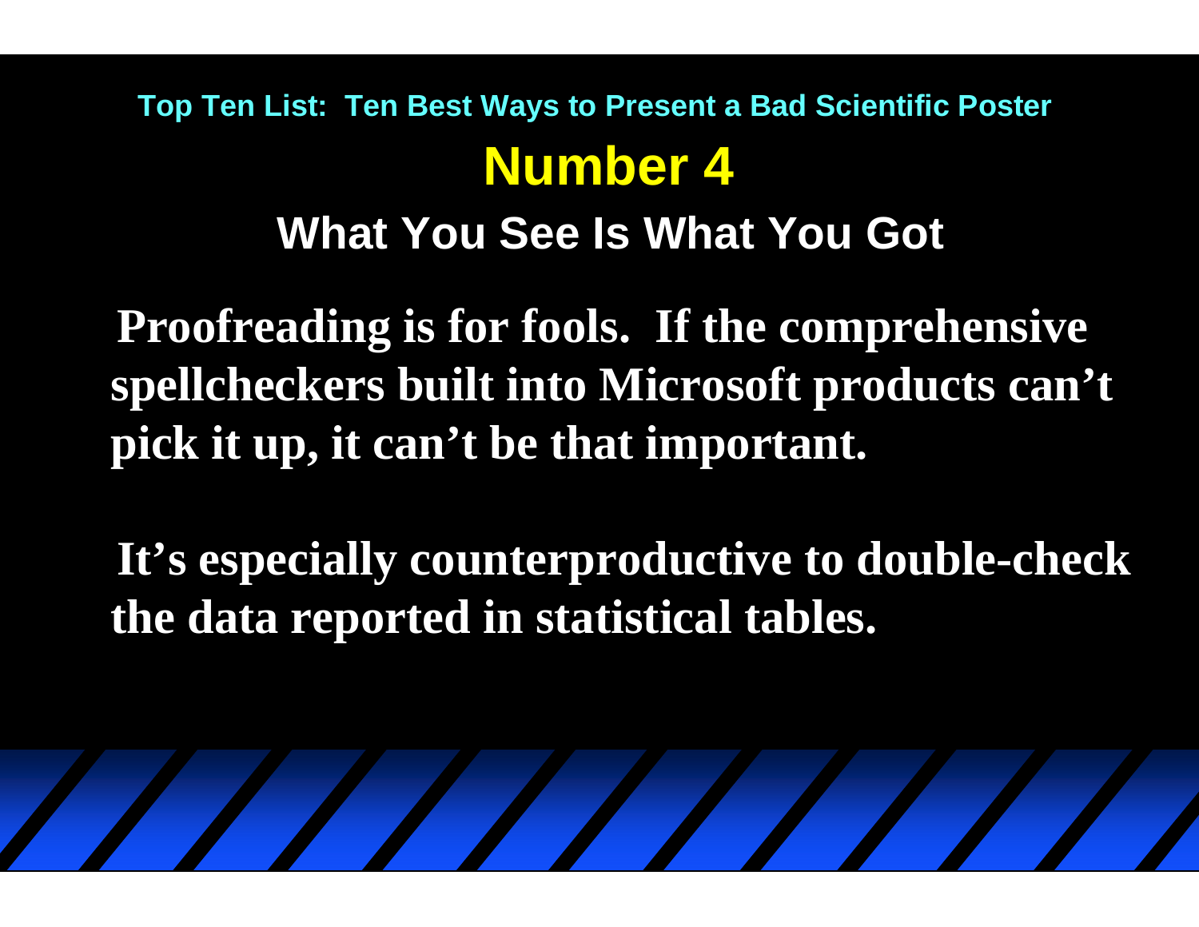Top Ten List: Ten Best Ways to Present a Bad Scientific Poster

# Number 4

## What You See Is What You Got

**Proofreading is for fools. If the comprehensive spellcheckers built into Microsoft products can't pick it up, it can't be that important.**

**It's especially counterproductive to double-check the data reported in statistical tables.**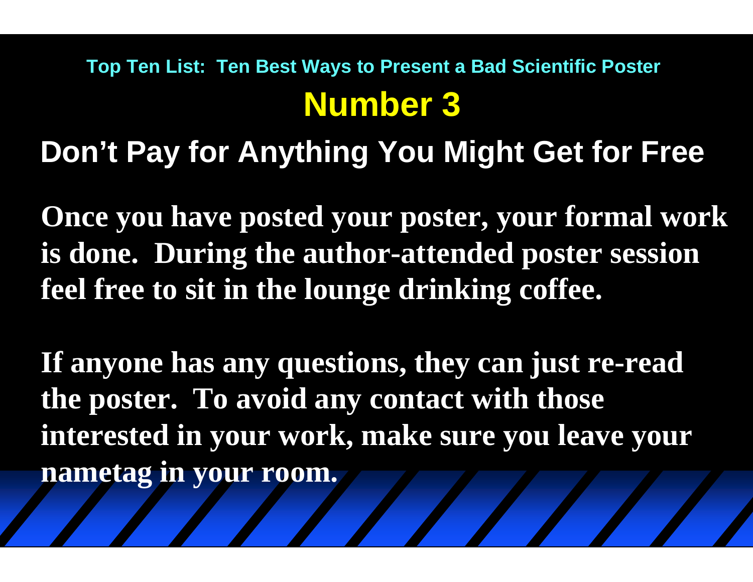### Top Ten List: Ten Best Ways to Present a Bad Scientific Poster

# Number 3

## Don't Pay for Anything You Might Get for Free

**Once you have posted your poster, your formal work is done. During the author-attended poster session feel free to sit in the lounge drinking coffee.**

**If anyone has any questions, they can just re-read the poster. To avoid any contact with those interested in your work, make sure you leave your nametag in your room.**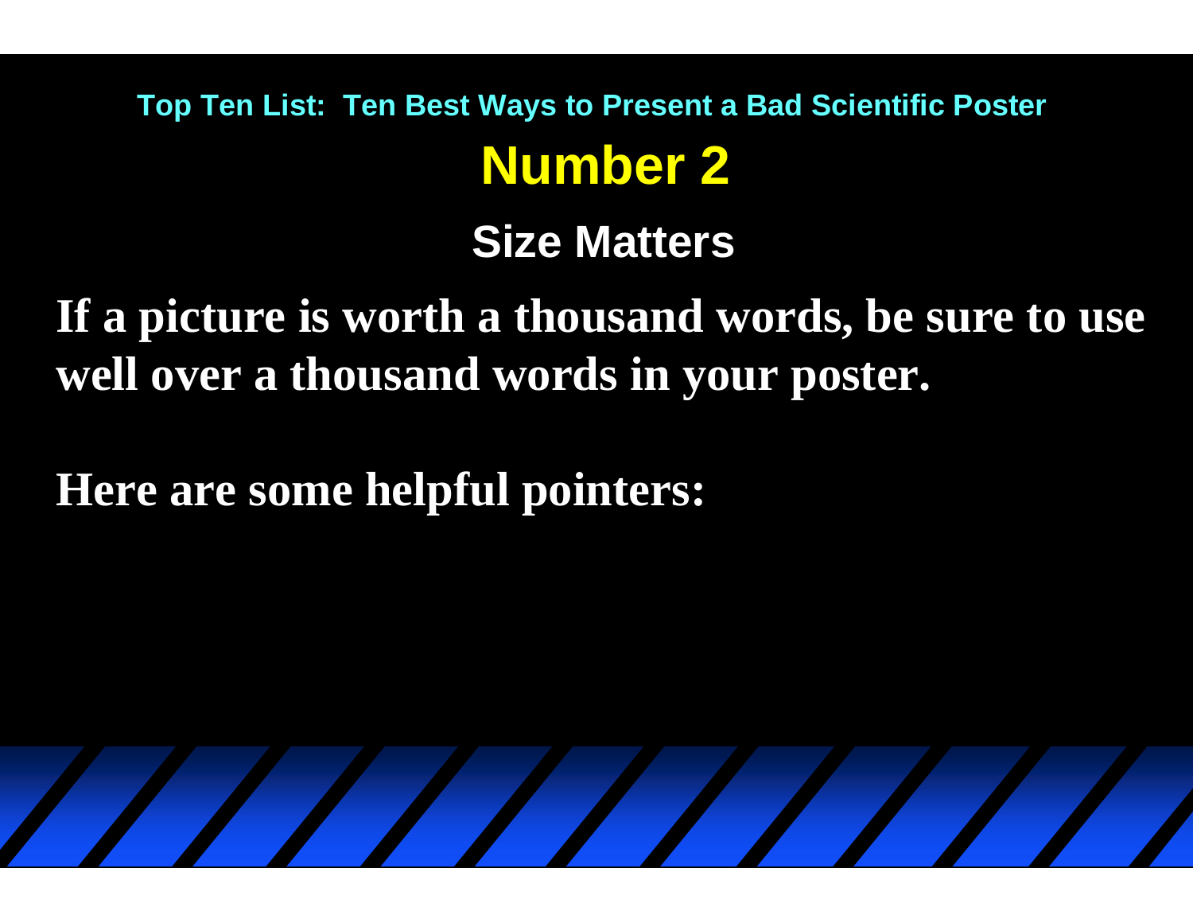Top Ten List: Ten Best Ways to Present a Bad Scientific Poster

# Number 2

## Size Matters

**If a picture is worth a thousand words, be sure to use well over a thousand words in your poster.**

**Here are some helpful pointers:**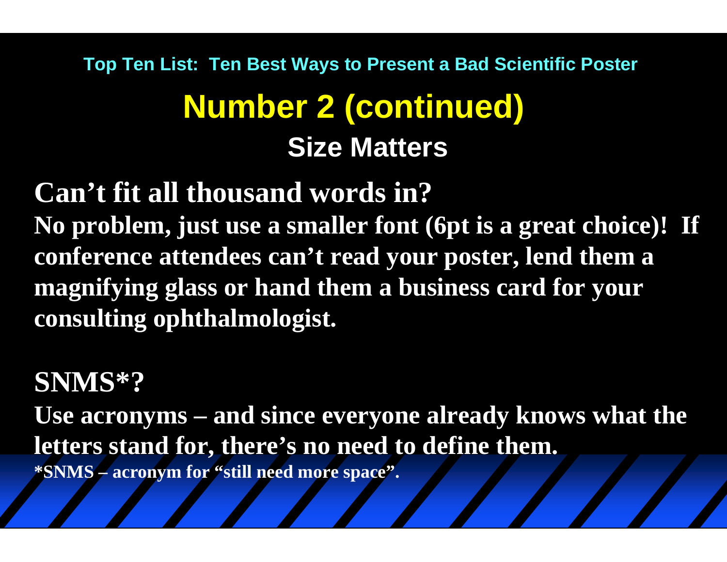Top Ten List: Ten Best Ways to Present a Bad Scientific Poster

# Number 2 (continued)

## Size Matters

**Can't fit all thousand words in?**

**No problem, just use a smaller font (6pt is a great choice)! If conference attendees can't read your poster, lend them a magnifying glass or hand them a business card for your consulting ophthalmologist.**

**SNMS*?**

**Use acronyms – and since everyone already knows what the letters stand for, there's no need to define them.**

**\*SNMS – acronym for "still need more space".**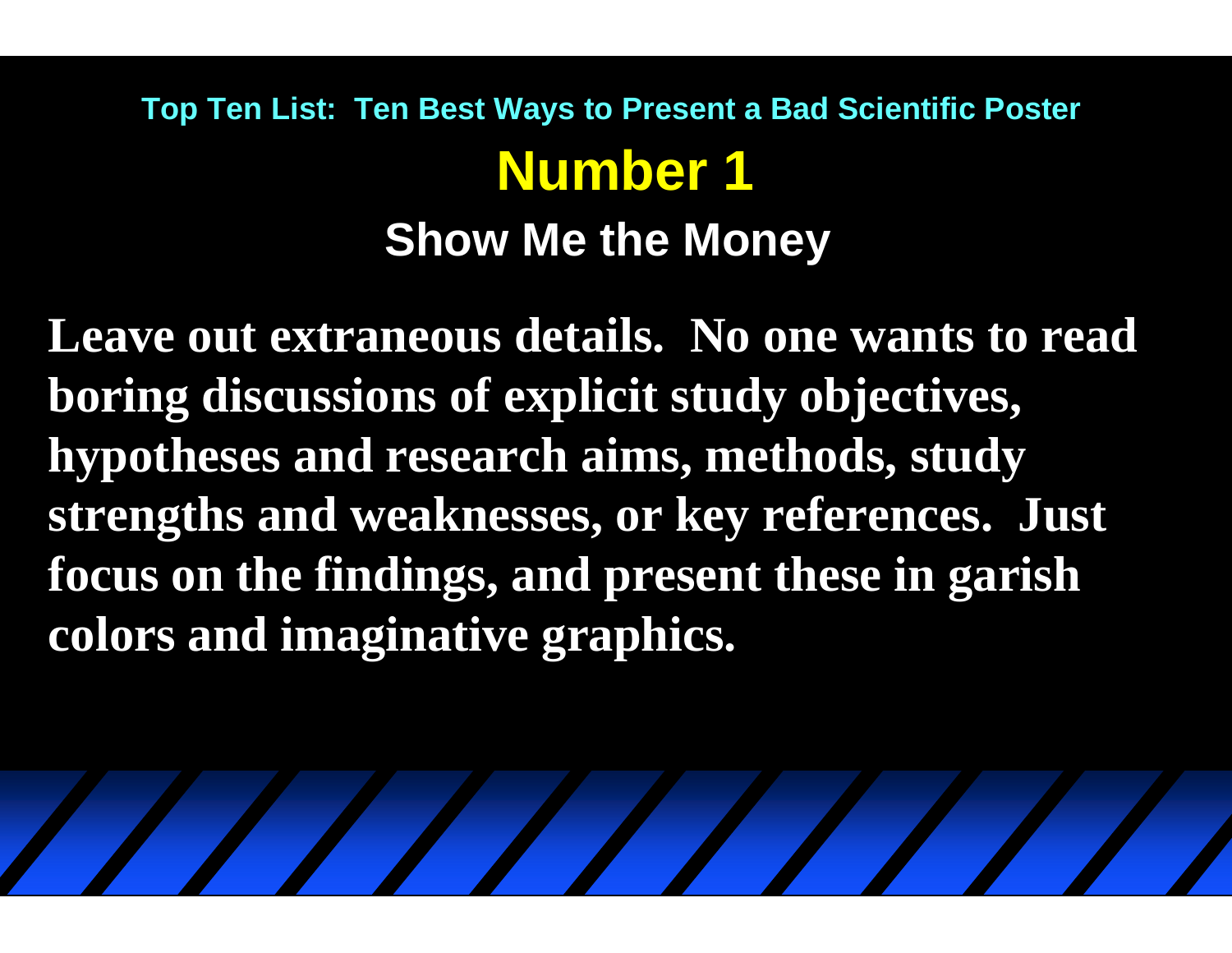## Top Ten List: Ten Best Ways to Present a Bad Scientific Poster

# Number 1

## Show Me the Money

**Leave out extraneous details. No one wants to read boring discussions of explicit study objectives, hypotheses and research aims, methods, study strengths and weaknesses, or key references. Just focus on the findings, and present these in garish colors and imaginative graphics.**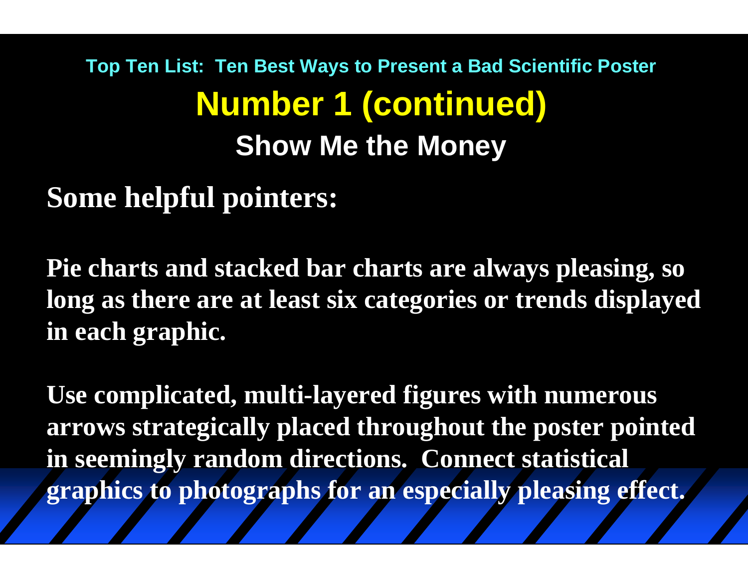Top Ten List: Ten Best Ways to Present a Bad Scientific Poster

# Number 1 (continued)

## Show Me the Money

**Some helpful pointers:**

**Pie charts and stacked bar charts are always pleasing, so long as there are at least six categories or trends displayed in each graphic.**

**Use complicated, multi-layered figures with numerous arrows strategically placed throughout the poster pointed in seemingly random directions. Connect statistical graphics to photographs for an especially pleasing effect.**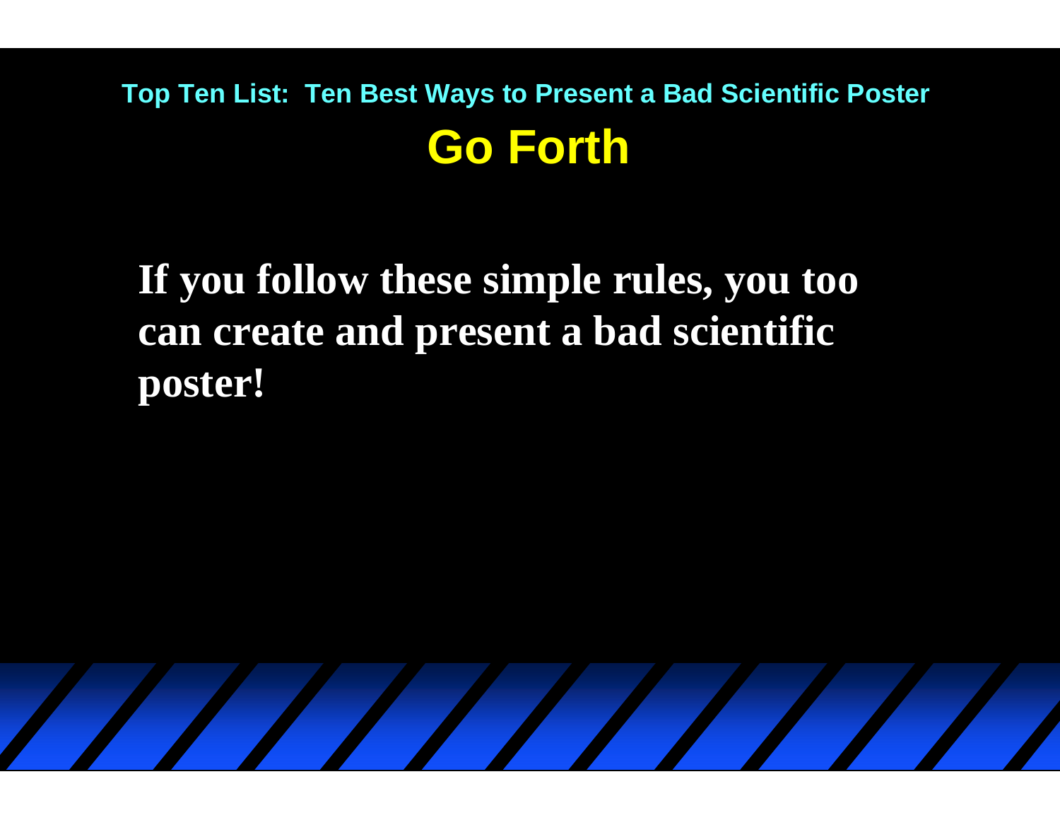Top Ten List: Ten Best Ways to Present a Bad Scientific Poster

# Go Forth

**If you follow these simple rules, you too can create and present a bad scientific poster!**